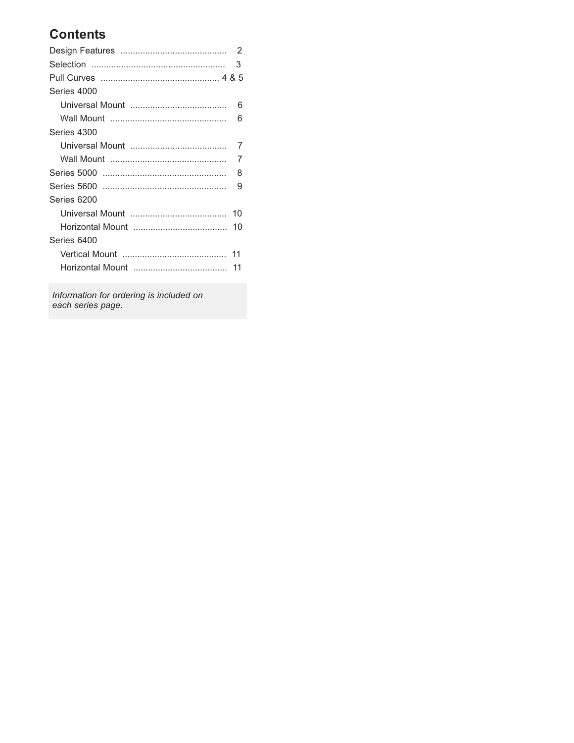## Contents

Design Features ........................................... 2

Selection ...................................................... 3

Pull Curves ................................................ 4 & 5

Series 4000

- Universal Mount ....................................... 6
- Wall Mount ............................................... 6

Series 4300

- Universal Mount ....................................... 7
- Wall Mount ............................................... 7

Series 5000 .................................................. 8

Series 5600 .................................................. 9

Series 6200

- Universal Mount ....................................... 10
- Horizontal Mount ...................................... 10

Series 6400

- Vertical Mount .......................................... 11
- Horizontal Mount ...................................... 11

*Information for ordering is included on each series page.*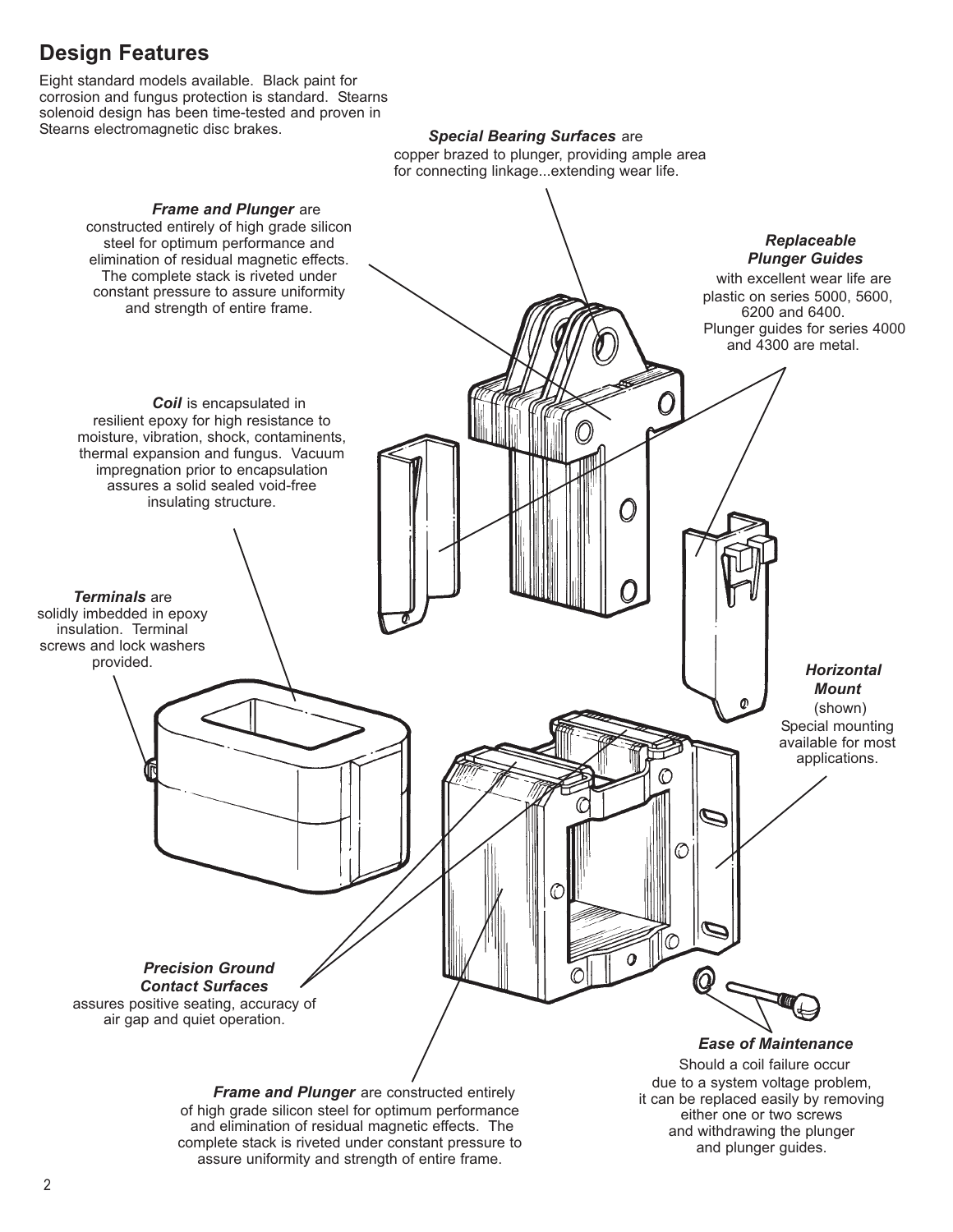## Design Features

Eight standard models available. Black paint for corrosion and fungus protection is standard. Stearns solenoid design has been time-tested and proven in Stearns electromagnetic disc brakes.

***Special Bearing Surfaces*** are copper brazed to plunger, providing ample area for connecting linkage...extending wear life.

***Frame and Plunger*** are constructed entirely of high grade silicon steel for optimum performance and elimination of residual magnetic effects. The complete stack is riveted under constant pressure to assure uniformity and strength of entire frame.

***Replaceable Plunger Guides*** with excellent wear life are plastic on series 5000, 5600, 6200 and 6400. Plunger guides for series 4000 and 4300 are metal.

***Coil*** is encapsulated in resilient epoxy for high resistance to moisture, vibration, shock, contaminents, thermal expansion and fungus. Vacuum impregnation prior to encapsulation assures a solid sealed void-free insulating structure.

***Terminals*** are solidly imbedded in epoxy insulation. Terminal screws and lock washers provided.

***Horizontal Mount*** (shown) Special mounting available for most applications.

***Precision Ground Contact Surfaces*** assures positive seating, accuracy of air gap and quiet operation.

***Ease of Maintenance***

Should a coil failure occur due to a system voltage problem, it can be replaced easily by removing either one or two screws and withdrawing the plunger and plunger guides.

***Frame and Plunger*** are constructed entirely of high grade silicon steel for optimum performance and elimination of residual magnetic effects. The complete stack is riveted under constant pressure to assure uniformity and strength of entire frame.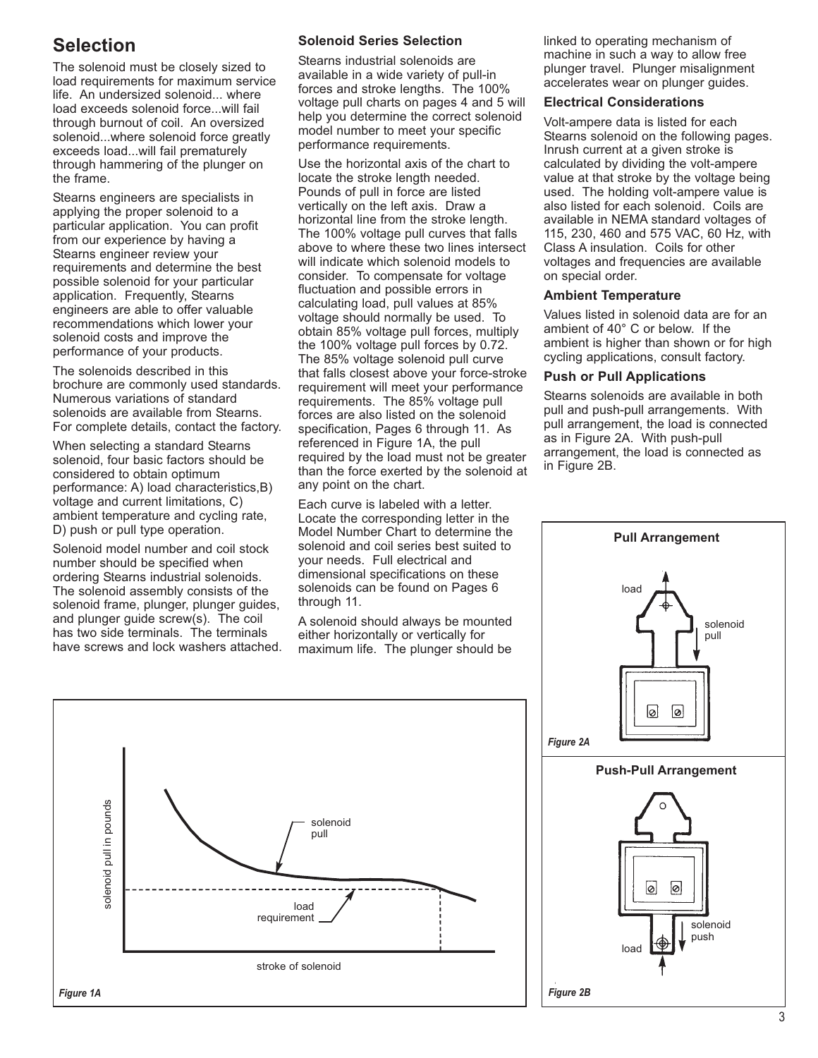# Selection

The solenoid must be closely sized to load requirements for maximum service life. An undersized solenoid... where load exceeds solenoid force...will fail through burnout of coil. An oversized solenoid...where solenoid force greatly exceeds load...will fail prematurely through hammering of the plunger on the frame.

Stearns engineers are specialists in applying the proper solenoid to a particular application. You can profit from our experience by having a Stearns engineer review your requirements and determine the best possible solenoid for your particular application. Frequently, Stearns engineers are able to offer valuable recommendations which lower your solenoid costs and improve the performance of your products.

The solenoids described in this brochure are commonly used standards. Numerous variations of standard solenoids are available from Stearns. For complete details, contact the factory.

When selecting a standard Stearns solenoid, four basic factors should be considered to obtain optimum performance: A) load characteristics,B) voltage and current limitations, C) ambient temperature and cycling rate, D) push or pull type operation.

Solenoid model number and coil stock number should be specified when ordering Stearns industrial solenoids. The solenoid assembly consists of the solenoid frame, plunger, plunger guides, and plunger guide screw(s). The coil has two side terminals. The terminals have screws and lock washers attached.

### Solenoid Series Selection

Stearns industrial solenoids are available in a wide variety of pull-in forces and stroke lengths. The 100% voltage pull charts on pages 4 and 5 will help you determine the correct solenoid model number to meet your specific performance requirements.

Use the horizontal axis of the chart to locate the stroke length needed. Pounds of pull in force are listed vertically on the left axis. Draw a horizontal line from the stroke length. The 100% voltage pull curves that falls above to where these two lines intersect will indicate which solenoid models to consider. To compensate for voltage fluctuation and possible errors in calculating load, pull values at 85% voltage should normally be used. To obtain 85% voltage pull forces, multiply the 100% voltage pull forces by 0.72. The 85% voltage solenoid pull curve that falls closest above your force-stroke requirement will meet your performance requirements. The 85% voltage pull forces are also listed on the solenoid specification, Pages 6 through 11. As referenced in Figure 1A, the pull required by the load must not be greater than the force exerted by the solenoid at any point on the chart.

Each curve is labeled with a letter. Locate the corresponding letter in the Model Number Chart to determine the solenoid and coil series best suited to your needs. Full electrical and dimensional specifications on these solenoids can be found on Pages 6 through 11.

A solenoid should always be mounted either horizontally or vertically for maximum life. The plunger should be linked to operating mechanism of machine in such a way to allow free plunger travel. Plunger misalignment accelerates wear on plunger guides.

### Electrical Considerations

Volt-ampere data is listed for each Stearns solenoid on the following pages. Inrush current at a given stroke is calculated by dividing the volt-ampere value at that stroke by the voltage being used. The holding volt-ampere value is also listed for each solenoid. Coils are available in NEMA standard voltages of 115, 230, 460 and 575 VAC, 60 Hz, with Class A insulation. Coils for other voltages and frequencies are available on special order.

### Ambient Temperature

Values listed in solenoid data are for an ambient of 40° C or below. If the ambient is higher than shown or for high cycling applications, consult factory.

### Push or Pull Applications

Stearns solenoids are available in both pull and push-pull arrangements. With pull arrangement, the load is connected as in Figure 2A. With push-pull arrangement, the load is connected as in Figure 2B.

*Figure 1A*

*Figure 2A* — Pull Arrangement

*Figure 2B* — Push-Pull Arrangement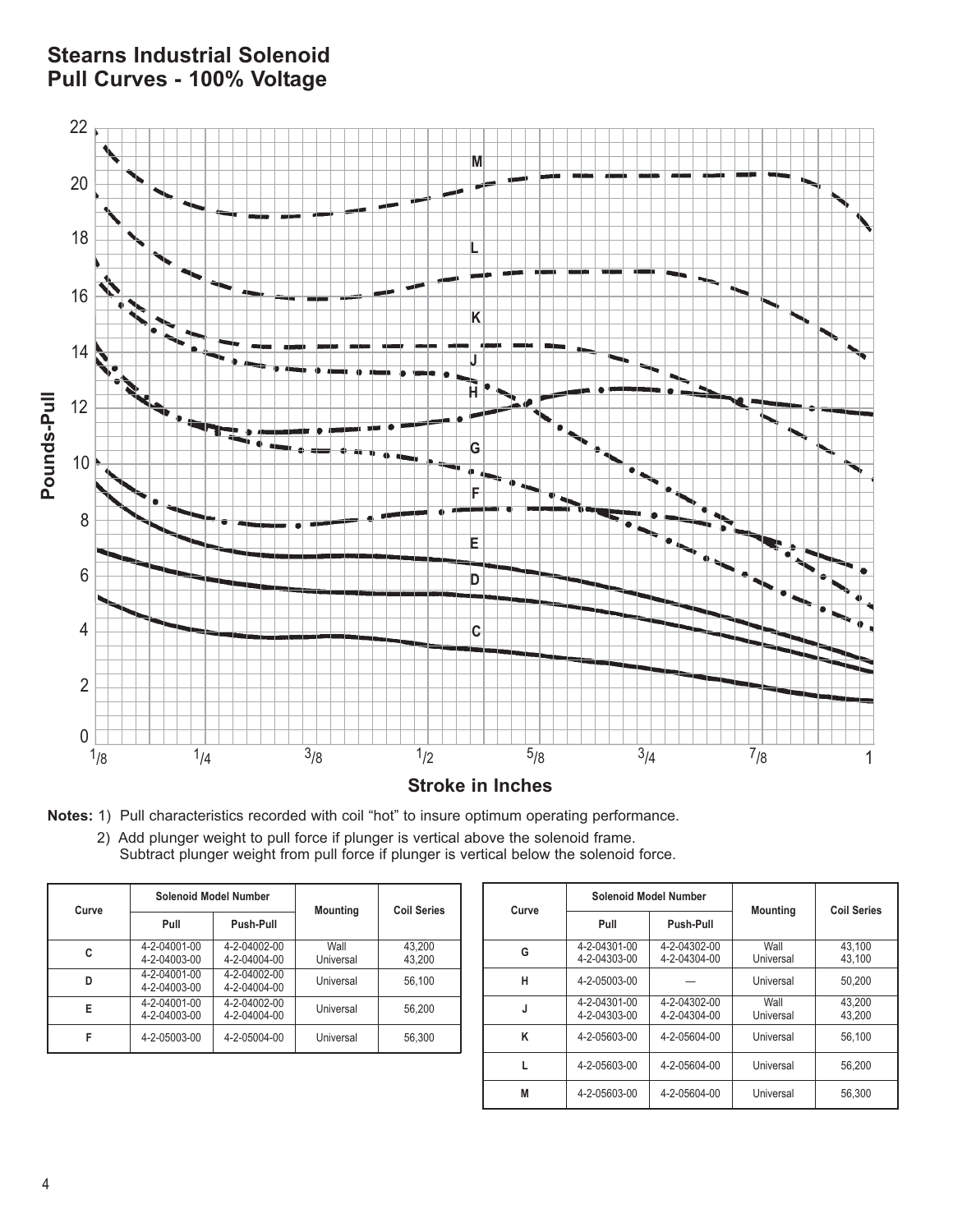# Stearns Industrial Solenoid Pull Curves - 100% Voltage

**Notes:** 1) Pull characteristics recorded with coil "hot" to insure optimum operating performance.

2) Add plunger weight to pull force if plunger is vertical above the solenoid frame. Subtract plunger weight from pull force if plunger is vertical below the solenoid force.

| Curve | Solenoid Model Number | | Mounting | Coil Series |
|---|---|---|---|---|
| | Pull | Push-Pull | | |
| C | 4-2-04001-00<br>4-2-04003-00 | 4-2-04002-00<br>4-2-04004-00 | Wall<br>Universal | 43,200<br>43,200 |
| D | 4-2-04001-00<br>4-2-04003-00 | 4-2-04002-00<br>4-2-04004-00 | Universal | 56,100 |
| E | 4-2-04001-00<br>4-2-04003-00 | 4-2-04002-00<br>4-2-04004-00 | Universal | 56,200 |
| F | 4-2-05003-00 | 4-2-05004-00 | Universal | 56,300 |

| Curve | Solenoid Model Number | | Mounting | Coil Series |
|---|---|---|---|---|
| | Pull | Push-Pull | | |
| G | 4-2-04301-00<br>4-2-04303-00 | 4-2-04302-00<br>4-2-04304-00 | Wall<br>Universal | 43,100<br>43,100 |
| H | 4-2-05003-00 | — | Universal | 50,200 |
| J | 4-2-04301-00<br>4-2-04303-00 | 4-2-04302-00<br>4-2-04304-00 | Wall<br>Universal | 43,200<br>43,200 |
| K | 4-2-05603-00 | 4-2-05604-00 | Universal | 56,100 |
| L | 4-2-05603-00 | 4-2-05604-00 | Universal | 56,200 |
| M | 4-2-05603-00 | 4-2-05604-00 | Universal | 56,300 |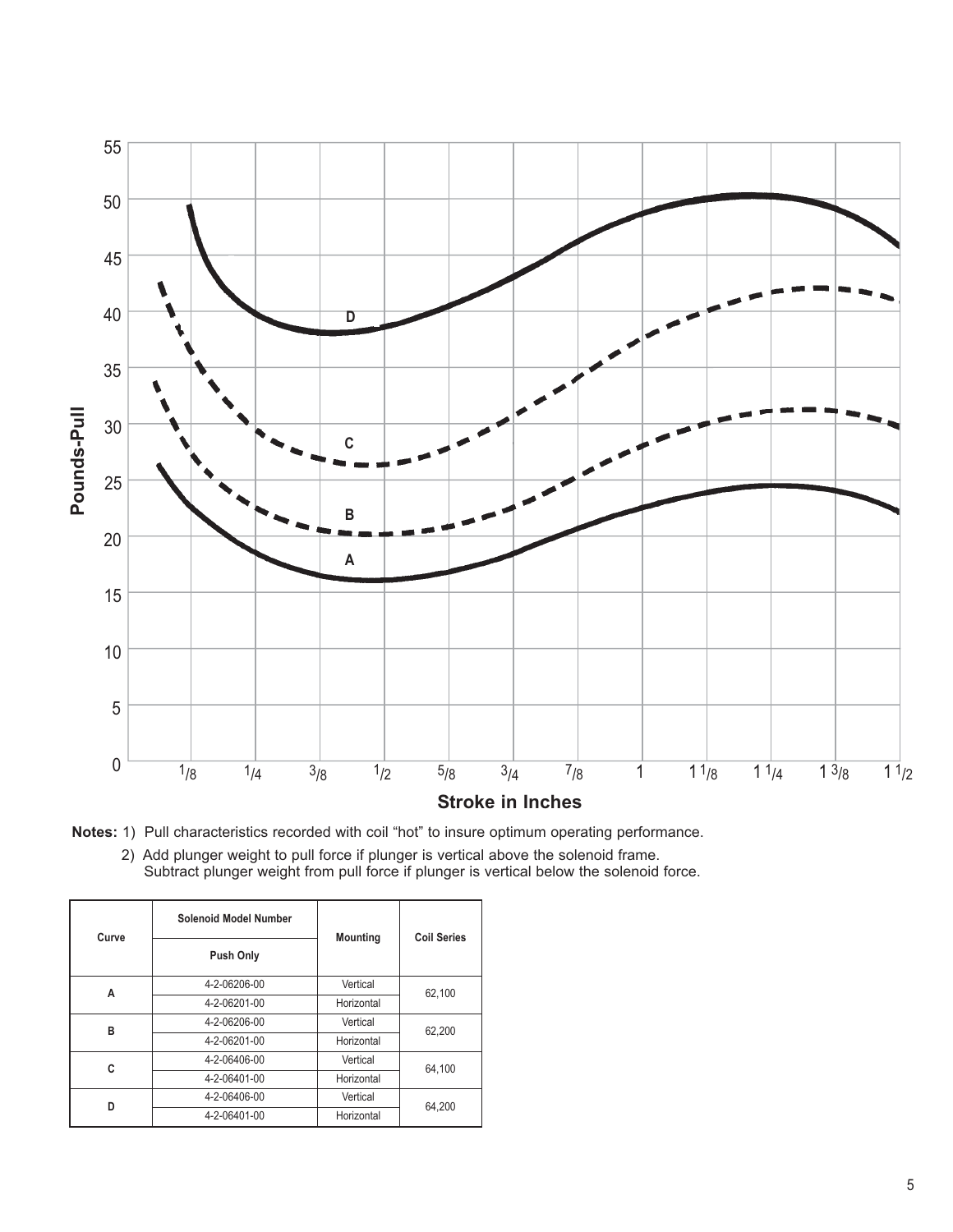Pounds-Pull

Stroke in Inches

**Notes:** 1) Pull characteristics recorded with coil "hot" to insure optimum operating performance.

2) Add plunger weight to pull force if plunger is vertical above the solenoid frame. Subtract plunger weight from pull force if plunger is vertical below the solenoid force.

| Curve | Solenoid Model Number | Mounting | Coil Series |
|---|---|---|---|
| | Push Only | | |
| A | 4-2-06206-00 | Vertical | 62,100 |
| | 4-2-06201-00 | Horizontal | |
| B | 4-2-06206-00 | Vertical | 62,200 |
| | 4-2-06201-00 | Horizontal | |
| C | 4-2-06406-00 | Vertical | 64,100 |
| | 4-2-06401-00 | Horizontal | |
| D | 4-2-06406-00 | Vertical | 64,200 |
| | 4-2-06401-00 | Horizontal | |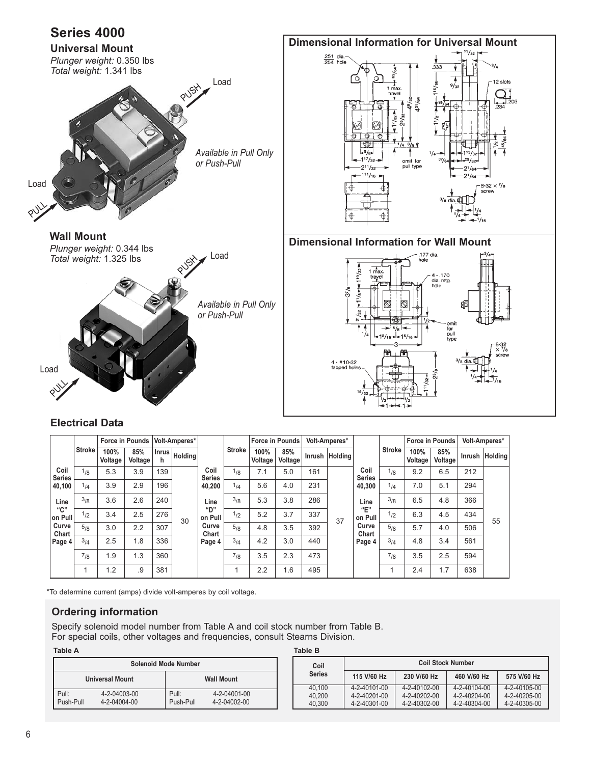# Series 4000

## Universal Mount

*Plunger weight:* 0.350 lbs
*Total weight:* 1.341 lbs

*Available in Pull Only or Push-Pull*

## Wall Mount

*Plunger weight:* 0.344 lbs
*Total weight:* 1.325 lbs

*Available in Pull Only or Push-Pull*

## Dimensional Information for Universal Mount

## Dimensional Information for Wall Mount

## Electrical Data

| | Stroke | Force in Pounds 100% Voltage | Force in Pounds 85% Voltage | Volt-Amperes* Inrush | Volt-Amperes* Holding |
|---|---|---|---|---|---|
| Coil Series 40,100 Line "C" on Pull Curve Chart Page 4 | 1/8 | 5.3 | 3.9 | 139 | 30 |
| | 1/4 | 3.9 | 2.9 | 196 | |
| | 3/8 | 3.6 | 2.6 | 240 | |
| | 1/2 | 3.4 | 2.5 | 276 | |
| | 5/8 | 3.0 | 2.2 | 307 | |
| | 3/4 | 2.5 | 1.8 | 336 | |
| | 7/8 | 1.9 | 1.3 | 360 | |
| | 1 | 1.2 | .9 | 381 | |

| | Stroke | Force in Pounds 100% Voltage | Force in Pounds 85% Voltage | Volt-Amperes* Inrush | Volt-Amperes* Holding |
|---|---|---|---|---|---|
| Coil Series 40,200 Line "D" on Pull Curve Chart Page 4 | 1/8 | 7.1 | 5.0 | 161 | 37 |
| | 1/4 | 5.6 | 4.0 | 231 | |
| | 3/8 | 5.3 | 3.8 | 286 | |
| | 1/2 | 5.2 | 3.7 | 337 | |
| | 5/8 | 4.8 | 3.5 | 392 | |
| | 3/4 | 4.2 | 3.0 | 440 | |
| | 7/8 | 3.5 | 2.3 | 473 | |
| | 1 | 2.2 | 1.6 | 495 | |

| | Stroke | Force in Pounds 100% Voltage | Force in Pounds 85% Voltage | Volt-Amperes* Inrush | Volt-Amperes* Holding |
|---|---|---|---|---|---|
| Coil Series 40,300 Line "E" on Pull Curve Chart Page 4 | 1/8 | 9.2 | 6.5 | 212 | 55 |
| | 1/4 | 7.0 | 5.1 | 294 | |
| | 3/8 | 6.5 | 4.8 | 366 | |
| | 1/2 | 6.3 | 4.5 | 434 | |
| | 5/8 | 5.7 | 4.0 | 506 | |
| | 3/4 | 4.8 | 3.4 | 561 | |
| | 7/8 | 3.5 | 2.5 | 594 | |
| | 1 | 2.4 | 1.7 | 638 | |

*To determine current (amps) divide volt-amperes by coil voltage.

## Ordering information

Specify solenoid model number from Table A and coil stock number from Table B.
For special coils, other voltages and frequencies, consult Stearns Division.

**Table A**

| Solenoid Mode Number | | | |
|---|---|---|---|
| Universal Mount | | Wall Mount | |
| Pull: | 4-2-04003-00 | Pull: | 4-2-04001-00 |
| Push-Pull | 4-2-04004-00 | Push-Pull | 4-2-04002-00 |

**Table B**

| Coil Series | Coil Stock Number 115 V/60 Hz | 230 V/60 Hz | 460 V/60 Hz | 575 V/60 Hz |
|---|---|---|---|---|
| 40,100 | 4-2-40101-00 | 4-2-40102-00 | 4-2-40104-00 | 4-2-40105-00 |
| 40,200 | 4-2-40201-00 | 4-2-40202-00 | 4-2-40204-00 | 4-2-40205-00 |
| 40,300 | 4-2-40301-00 | 4-2-40302-00 | 4-2-40304-00 | 4-2-40305-00 |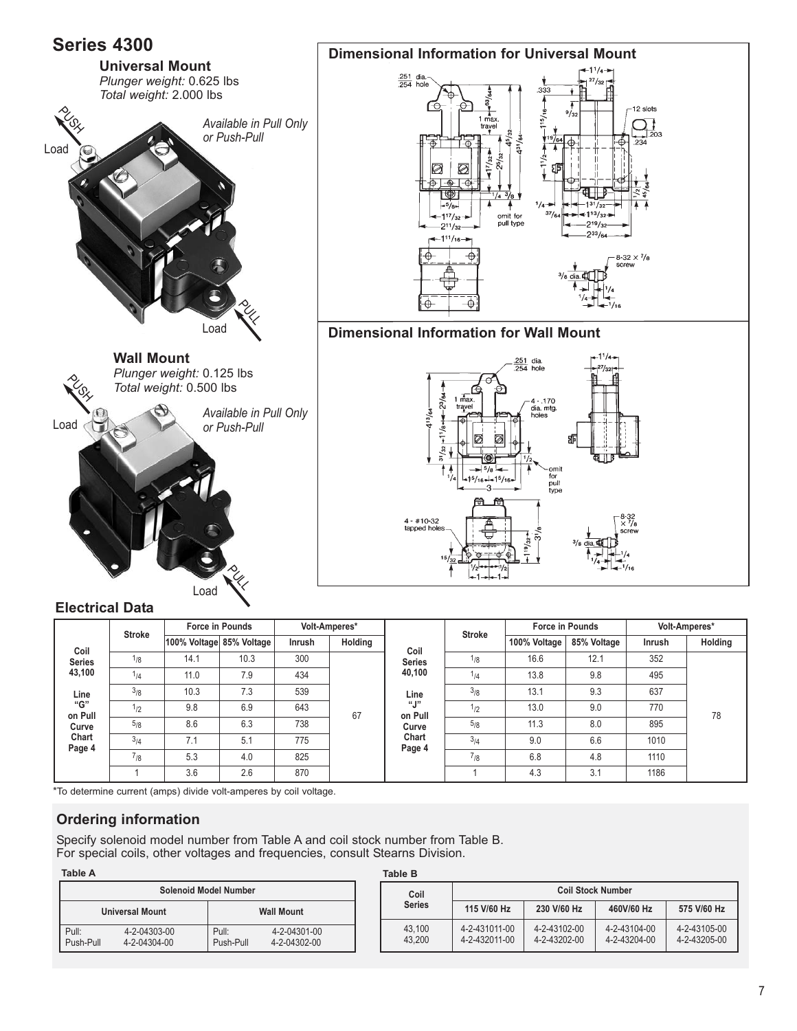# Series 4300

## Universal Mount

*Plunger weight:* 0.625 lbs
*Total weight:* 2.000 lbs

*Available in Pull Only or Push-Pull*

## Dimensional Information for Universal Mount

## Wall Mount

*Plunger weight:* 0.125 lbs
*Total weight:* 0.500 lbs

*Available in Pull Only or Push-Pull*

## Dimensional Information for Wall Mount

## Electrical Data

| Coil | Stroke | Force in Pounds | | Volt-Amperes* | | Coil | Stroke | Force in Pounds | | Volt-Amperes* | |
|---|---|---|---|---|---|---|---|---|---|---|---|
| | | 100% Voltage | 85% Voltage | Inrush | Holding | | | 100% Voltage | 85% Voltage | Inrush | Holding |
| Series 43,100 | 1/8 | 14.1 | 10.3 | 300 | 67 | Series 40,100 | 1/8 | 16.6 | 12.1 | 352 | 78 |
| | 1/4 | 11.0 | 7.9 | 434 | | | 1/4 | 13.8 | 9.8 | 495 | |
| Line "G" on Pull Curve Chart Page 4 | 3/8 | 10.3 | 7.3 | 539 | | Line "J" on Pull Curve Chart Page 4 | 3/8 | 13.1 | 9.3 | 637 | |
| | 1/2 | 9.8 | 6.9 | 643 | | | 1/2 | 13.0 | 9.0 | 770 | |
| | 5/8 | 8.6 | 6.3 | 738 | | | 5/8 | 11.3 | 8.0 | 895 | |
| | 3/4 | 7.1 | 5.1 | 775 | | | 3/4 | 9.0 | 6.6 | 1010 | |
| | 7/8 | 5.3 | 4.0 | 825 | | | 7/8 | 6.8 | 4.8 | 1110 | |
| | 1 | 3.6 | 2.6 | 870 | | | 1 | 4.3 | 3.1 | 1186 | |

*To determine current (amps) divide volt-amperes by coil voltage.

## Ordering information

Specify solenoid model number from Table A and coil stock number from Table B.
For special coils, other voltages and frequencies, consult Stearns Division.

**Table A**

| Solenoid Model Number | | | |
|---|---|---|---|
| Universal Mount | | Wall Mount | |
| Pull: | 4-2-04303-00 | Pull: | 4-2-04301-00 |
| Push-Pull | 4-2-04304-00 | Push-Pull | 4-2-04302-00 |

**Table B**

| Coil Series | Coil Stock Number | | | |
|---|---|---|---|---|
| | 115 V/60 Hz | 230 V/60 Hz | 460V/60 Hz | 575 V/60 Hz |
| 43,100 | 4-2-431011-00 | 4-2-43102-00 | 4-2-43104-00 | 4-2-43105-00 |
| 43,200 | 4-2-432011-00 | 4-2-43202-00 | 4-2-43204-00 | 4-2-43205-00 |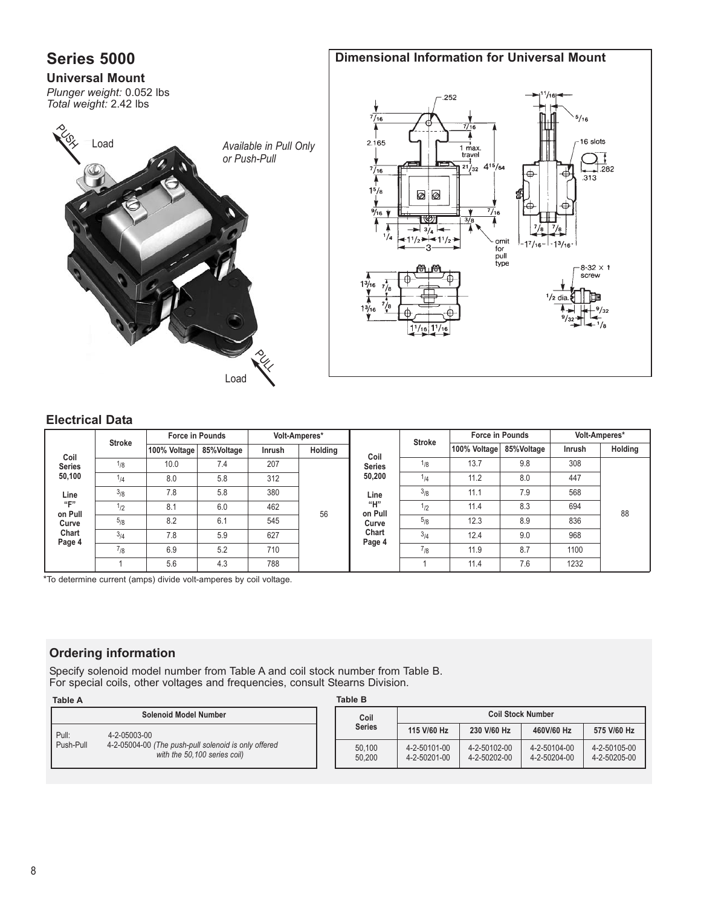# Series 5000

## Universal Mount

*Plunger weight:* 0.052 lbs
*Total weight:* 2.42 lbs

*Available in Pull Only or Push-Pull*

## Dimensional Information for Universal Mount

## Electrical Data

| Coil | Stroke | Force in Pounds | | Volt-Amperes* | | Coil | Stroke | Force in Pounds | | Volt-Amperes* | |
|---|---|---|---|---|---|---|---|---|---|---|---|
| | | 100% Voltage | 85%Voltage | Inrush | Holding | | | 100% Voltage | 85%Voltage | Inrush | Holding |
| Series 50,100 | 1/8 | 10.0 | 7.4 | 207 | 56 | Series 50,200 | 1/8 | 13.7 | 9.8 | 308 | 88 |
| Line "F" on Pull Curve Chart Page 4 | 1/4 | 8.0 | 5.8 | 312 | | Line "H" on Pull Curve Chart Page 4 | 1/4 | 11.2 | 8.0 | 447 | |
| | 3/8 | 7.8 | 5.8 | 380 | | | 3/8 | 11.1 | 7.9 | 568 | |
| | 1/2 | 8.1 | 6.0 | 462 | | | 1/2 | 11.4 | 8.3 | 694 | |
| | 5/8 | 8.2 | 6.1 | 545 | | | 5/8 | 12.3 | 8.9 | 836 | |
| | 3/4 | 7.8 | 5.9 | 627 | | | 3/4 | 12.4 | 9.0 | 968 | |
| | 7/8 | 6.9 | 5.2 | 710 | | | 7/8 | 11.9 | 8.7 | 1100 | |
| | 1 | 5.6 | 4.3 | 788 | | | 1 | 11.4 | 7.6 | 1232 | |

*To determine current (amps) divide volt-amperes by coil voltage.

## Ordering information

Specify solenoid model number from Table A and coil stock number from Table B.
For special coils, other voltages and frequencies, consult Stearns Division.

**Table A**

| Solenoid Model Number | |
|---|---|
| Pull: | 4-2-05003-00 |
| Push-Pull | 4-2-05004-00 *(The push-pull solenoid is only offered with the 50,100 series coil)* |

**Table B**

| Coil Series | Coil Stock Number | | | |
|---|---|---|---|---|
| | 115 V/60 Hz | 230 V/60 Hz | 460V/60 Hz | 575 V/60 Hz |
| 50,100 | 4-2-50101-00 | 4-2-50102-00 | 4-2-50104-00 | 4-2-50105-00 |
| 50,200 | 4-2-50201-00 | 4-2-50202-00 | 4-2-50204-00 | 4-2-50205-00 |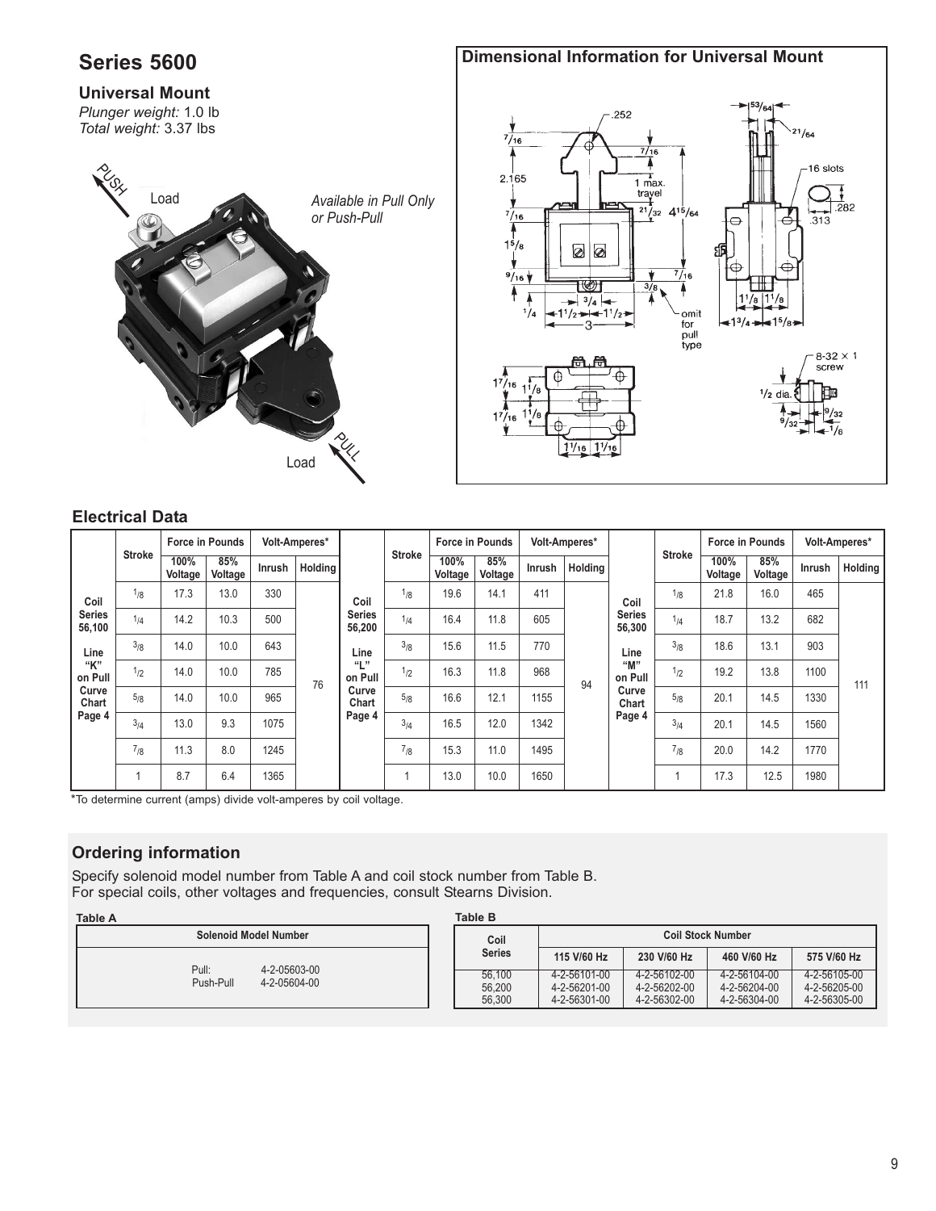# Series 5600

## Universal Mount

*Plunger weight:* 1.0 lb
*Total weight:* 3.37 lbs

*Available in Pull Only or Push-Pull*

## Dimensional Information for Universal Mount

## Electrical Data

| | Stroke | Force in Pounds | | Volt-Amperes* | | | Stroke | Force in Pounds | | Volt-Amperes* | | | Stroke | Force in Pounds | | Volt-Amperes* | |
|---|---|---|---|---|---|---|---|---|---|---|---|---|---|---|---|---|---|
| | | 100% Voltage | 85% Voltage | Inrush | Holding | | | 100% Voltage | 85% Voltage | Inrush | Holding | | | 100% Voltage | 85% Voltage | Inrush | Holding |
| Coil Series 56,100 Line "K" on Pull Curve Chart Page 4 | 1/8 | 17.3 | 13.0 | 330 | 76 | Coil Series 56,200 Line "L" on Pull Curve Chart Page 4 | 1/8 | 19.6 | 14.1 | 411 | 94 | Coil Series 56,300 Line "M" on Pull Curve Chart Page 4 | 1/8 | 21.8 | 16.0 | 465 | 111 |
| | 1/4 | 14.2 | 10.3 | 500 | | | 1/4 | 16.4 | 11.8 | 605 | | | 1/4 | 18.7 | 13.2 | 682 | |
| | 3/8 | 14.0 | 10.0 | 643 | | | 3/8 | 15.6 | 11.5 | 770 | | | 3/8 | 18.6 | 13.1 | 903 | |
| | 1/2 | 14.0 | 10.0 | 785 | | | 1/2 | 16.3 | 11.8 | 968 | | | 1/2 | 19.2 | 13.8 | 1100 | |
| | 5/8 | 14.0 | 10.0 | 965 | | | 5/8 | 16.6 | 12.1 | 1155 | | | 5/8 | 20.1 | 14.5 | 1330 | |
| | 3/4 | 13.0 | 9.3 | 1075 | | | 3/4 | 16.5 | 12.0 | 1342 | | | 3/4 | 20.1 | 14.5 | 1560 | |
| | 7/8 | 11.3 | 8.0 | 1245 | | | 7/8 | 15.3 | 11.0 | 1495 | | | 7/8 | 20.0 | 14.2 | 1770 | |
| | 1 | 8.7 | 6.4 | 1365 | | | 1 | 13.0 | 10.0 | 1650 | | | 1 | 17.3 | 12.5 | 1980 | |

*To determine current (amps) divide volt-amperes by coil voltage.

## Ordering information

Specify solenoid model number from Table A and coil stock number from Table B.
For special coils, other voltages and frequencies, consult Stearns Division.

**Table A**

| Solenoid Model Number | |
|---|---|
| Pull: | 4-2-05603-00 |
| Push-Pull | 4-2-05604-00 |

**Table B**

| Coil Series | Coil Stock Number | | | |
|---|---|---|---|---|
| | 115 V/60 Hz | 230 V/60 Hz | 460 V/60 Hz | 575 V/60 Hz |
| 56,100 | 4-2-56101-00 | 4-2-56102-00 | 4-2-56104-00 | 4-2-56105-00 |
| 56,200 | 4-2-56201-00 | 4-2-56202-00 | 4-2-56204-00 | 4-2-56205-00 |
| 56,300 | 4-2-56301-00 | 4-2-56302-00 | 4-2-56304-00 | 4-2-56305-00 |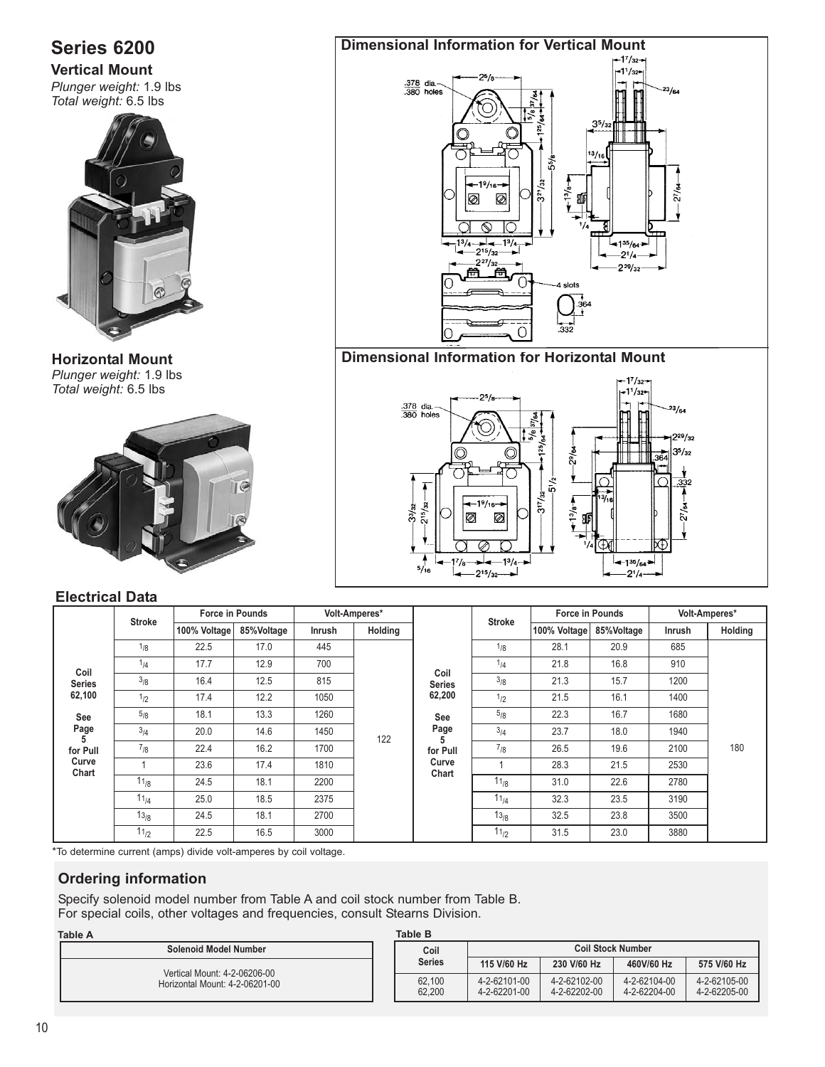# Series 6200

### Vertical Mount

*Plunger weight:* 1.9 lbs
*Total weight:* 6.5 lbs

### Horizontal Mount

*Plunger weight:* 1.9 lbs
*Total weight:* 6.5 lbs

## Dimensional Information for Vertical Mount

## Dimensional Information for Horizontal Mount

## Electrical Data

| | Stroke | Force in Pounds | | Volt-Amperes* | |
|---|---|---|---|---|---|
| | | 100% Voltage | 85%Voltage | Inrush | Holding |
| Coil Series 62,100 See Page 5 for Pull Curve Chart | 1/8 | 22.5 | 17.0 | 445 | 122 |
| | 1/4 | 17.7 | 12.9 | 700 | |
| | 3/8 | 16.4 | 12.5 | 815 | |
| | 1/2 | 17.4 | 12.2 | 1050 | |
| | 5/8 | 18.1 | 13.3 | 1260 | |
| | 3/4 | 20.0 | 14.6 | 1450 | |
| | 7/8 | 22.4 | 16.2 | 1700 | |
| | 1 | 23.6 | 17.4 | 1810 | |
| | 1 1/8 | 24.5 | 18.1 | 2200 | |
| | 1 1/4 | 25.0 | 18.5 | 2375 | |
| | 1 3/8 | 24.5 | 18.1 | 2700 | |
| | 1 1/2 | 22.5 | 16.5 | 3000 | |

| | Stroke | Force in Pounds | | Volt-Amperes* | |
|---|---|---|---|---|---|
| | | 100% Voltage | 85%Voltage | Inrush | Holding |
| Coil Series 62,200 See Page 5 for Pull Curve Chart | 1/8 | 28.1 | 20.9 | 685 | 180 |
| | 1/4 | 21.8 | 16.8 | 910 | |
| | 3/8 | 21.3 | 15.7 | 1200 | |
| | 1/2 | 21.5 | 16.1 | 1400 | |
| | 5/8 | 22.3 | 16.7 | 1680 | |
| | 3/4 | 23.7 | 18.0 | 1940 | |
| | 7/8 | 26.5 | 19.6 | 2100 | |
| | 1 | 28.3 | 21.5 | 2530 | |
| | 1 1/8 | 31.0 | 22.6 | 2780 | |
| | 1 1/4 | 32.3 | 23.5 | 3190 | |
| | 1 3/8 | 32.5 | 23.8 | 3500 | |
| | 1 1/2 | 31.5 | 23.0 | 3880 | |

*To determine current (amps) divide volt-amperes by coil voltage.

## Ordering information

Specify solenoid model number from Table A and coil stock number from Table B.
For special coils, other voltages and frequencies, consult Stearns Division.

**Table A**

| Solenoid Model Number |
|---|
| Vertical Mount: 4-2-06206-00 |
| Horizontal Mount: 4-2-06201-00 |

**Table B**

| Coil Series | Coil Stock Number | | | |
|---|---|---|---|---|
| | 115 V/60 Hz | 230 V/60 Hz | 460V/60 Hz | 575 V/60 Hz |
| 62,100 | 4-2-62101-00 | 4-2-62102-00 | 4-2-62104-00 | 4-2-62105-00 |
| 62,200 | 4-2-62201-00 | 4-2-62202-00 | 4-2-62204-00 | 4-2-62205-00 |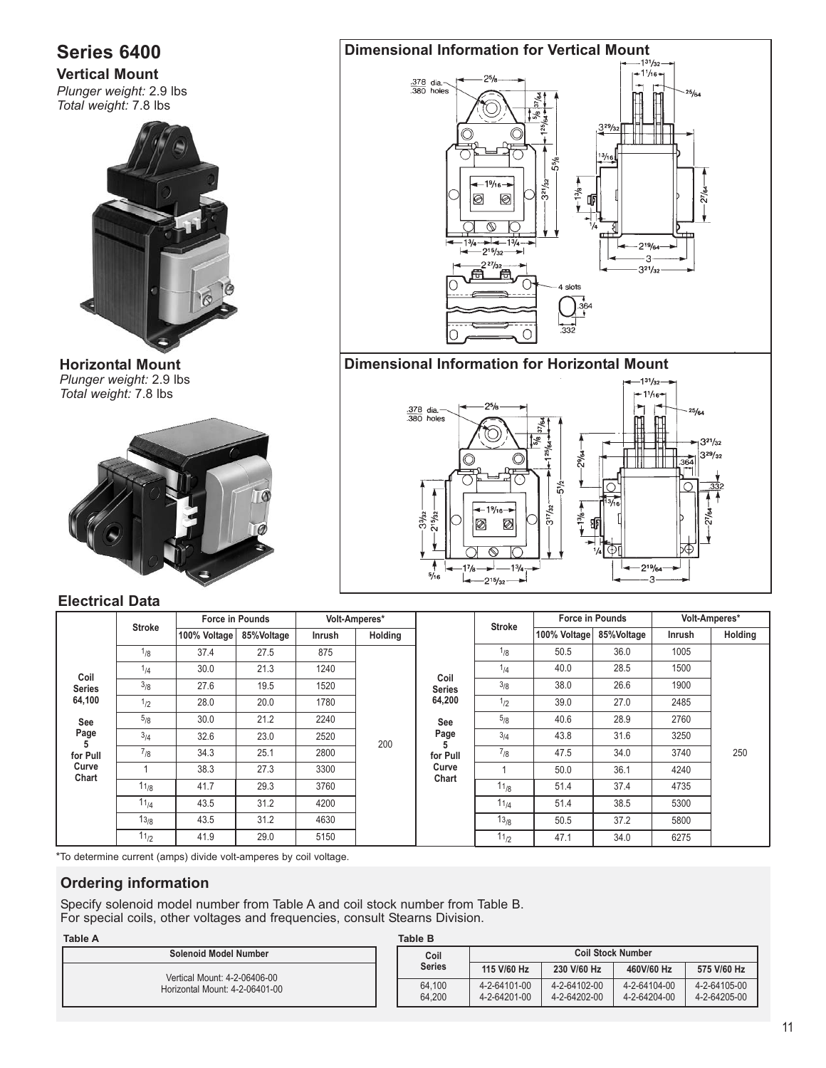# Series 6400

### Vertical Mount

*Plunger weight:* 2.9 lbs
*Total weight:* 7.8 lbs

### Horizontal Mount

*Plunger weight:* 2.9 lbs
*Total weight:* 7.8 lbs

## Dimensional Information for Vertical Mount

## Dimensional Information for Horizontal Mount

## Electrical Data

| | Stroke | Force in Pounds | | Volt-Amperes* | | | Stroke | Force in Pounds | | Volt-Amperes* | |
|---|---|---|---|---|---|---|---|---|---|---|---|
| | | 100% Voltage | 85%Voltage | Inrush | Holding | | | 100% Voltage | 85%Voltage | Inrush | Holding |
| Coil Series 64,100 See Page 5 for Pull Curve Chart | 1/8 | 37.4 | 27.5 | 875 | 200 | Coil Series 64,200 See Page 5 for Pull Curve Chart | 1/8 | 50.5 | 36.0 | 1005 | 250 |
| | 1/4 | 30.0 | 21.3 | 1240 | | | 1/4 | 40.0 | 28.5 | 1500 | |
| | 3/8 | 27.6 | 19.5 | 1520 | | | 3/8 | 38.0 | 26.6 | 1900 | |
| | 1/2 | 28.0 | 20.0 | 1780 | | | 1/2 | 39.0 | 27.0 | 2485 | |
| | 5/8 | 30.0 | 21.2 | 2240 | | | 5/8 | 40.6 | 28.9 | 2760 | |
| | 3/4 | 32.6 | 23.0 | 2520 | | | 3/4 | 43.8 | 31.6 | 3250 | |
| | 7/8 | 34.3 | 25.1 | 2800 | | | 7/8 | 47.5 | 34.0 | 3740 | |
| | 1 | 38.3 | 27.3 | 3300 | | | 1 | 50.0 | 36.1 | 4240 | |
| | 1 1/8 | 41.7 | 29.3 | 3760 | | | 1 1/8 | 51.4 | 37.4 | 4735 | |
| | 1 1/4 | 43.5 | 31.2 | 4200 | | | 1 1/4 | 51.4 | 38.5 | 5300 | |
| | 1 3/8 | 43.5 | 31.2 | 4630 | | | 1 3/8 | 50.5 | 37.2 | 5800 | |
| | 1 1/2 | 41.9 | 29.0 | 5150 | | | 1 1/2 | 47.1 | 34.0 | 6275 | |

*To determine current (amps) divide volt-amperes by coil voltage.

## Ordering information

Specify solenoid model number from Table A and coil stock number from Table B.
For special coils, other voltages and frequencies, consult Stearns Division.

**Table A**

| Solenoid Model Number |
|---|
| Vertical Mount: 4-2-06406-00<br>Horizontal Mount: 4-2-06401-00 |

**Table B**

| Coil Series | Coil Stock Number | | | |
|---|---|---|---|---|
| | 115 V/60 Hz | 230 V/60 Hz | 460V/60 Hz | 575 V/60 Hz |
| 64,100 | 4-2-64101-00 | 4-2-64102-00 | 4-2-64104-00 | 4-2-64105-00 |
| 64,200 | 4-2-64201-00 | 4-2-64202-00 | 4-2-64204-00 | 4-2-64205-00 |